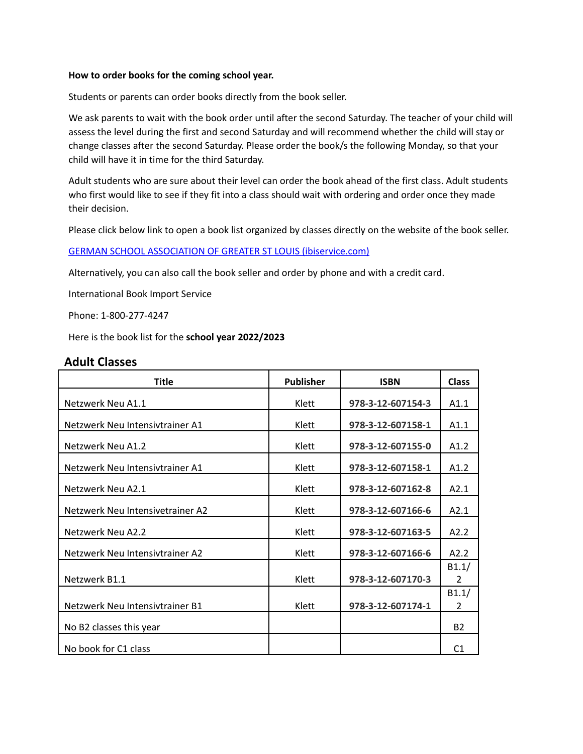**How to order books for the coming school year.**

Students or parents can order books directly from the book seller.

We ask parents to wait with the book order until after the second Saturday. The teacher of your child will assess the level during the first and second Saturday and will recommend whether the child will stay or change classes after the second Saturday. Please order the book/s the following Monday, so that your child will have it in time for the third Saturday.

Adult students who are sure about their level can order the book ahead of the first class. Adult students who first would like to see if they fit into a class should wait with ordering and order once they made their decision.

Please click below link to open a book list organized by classes directly on the website of the book seller.

[GERMAN SCHOOL ASSOCIATION OF GREATER ST LOUIS (ibiservice.com)]

Alternatively, you can also call the book seller and order by phone and with a credit card.

International Book Import Service

Phone: 1-800-277-4247

Here is the book list for the **school year 2022/2023**

## Adult Classes

| Title | Publisher | ISBN | Class |
|---|---|---|---|
| Netzwerk Neu A1.1 | Klett | **978-3-12-607154-3** | A1.1 |
| Netzwerk Neu Intensivtrainer A1 | Klett | **978-3-12-607158-1** | A1.1 |
| Netzwerk Neu A1.2 | Klett | **978-3-12-607155-0** | A1.2 |
| Netzwerk Neu Intensivtrainer A1 | Klett | **978-3-12-607158-1** | A1.2 |
| Netzwerk Neu A2.1 | Klett | **978-3-12-607162-8** | A2.1 |
| Netzwerk Neu Intensivetrainer A2 | Klett | **978-3-12-607166-6** | A2.1 |
| Netzwerk Neu A2.2 | Klett | **978-3-12-607163-5** | A2.2 |
| Netzwerk Neu Intensivtrainer A2 | Klett | **978-3-12-607166-6** | A2.2 |
| Netzwerk B1.1 | Klett | **978-3-12-607170-3** | B1.1/2 |
| Netzwerk Neu Intensivtrainer B1 | Klett | **978-3-12-607174-1** | B1.1/2 |
| No B2 classes this year | | | B2 |
| No book for C1 class | | | C1 |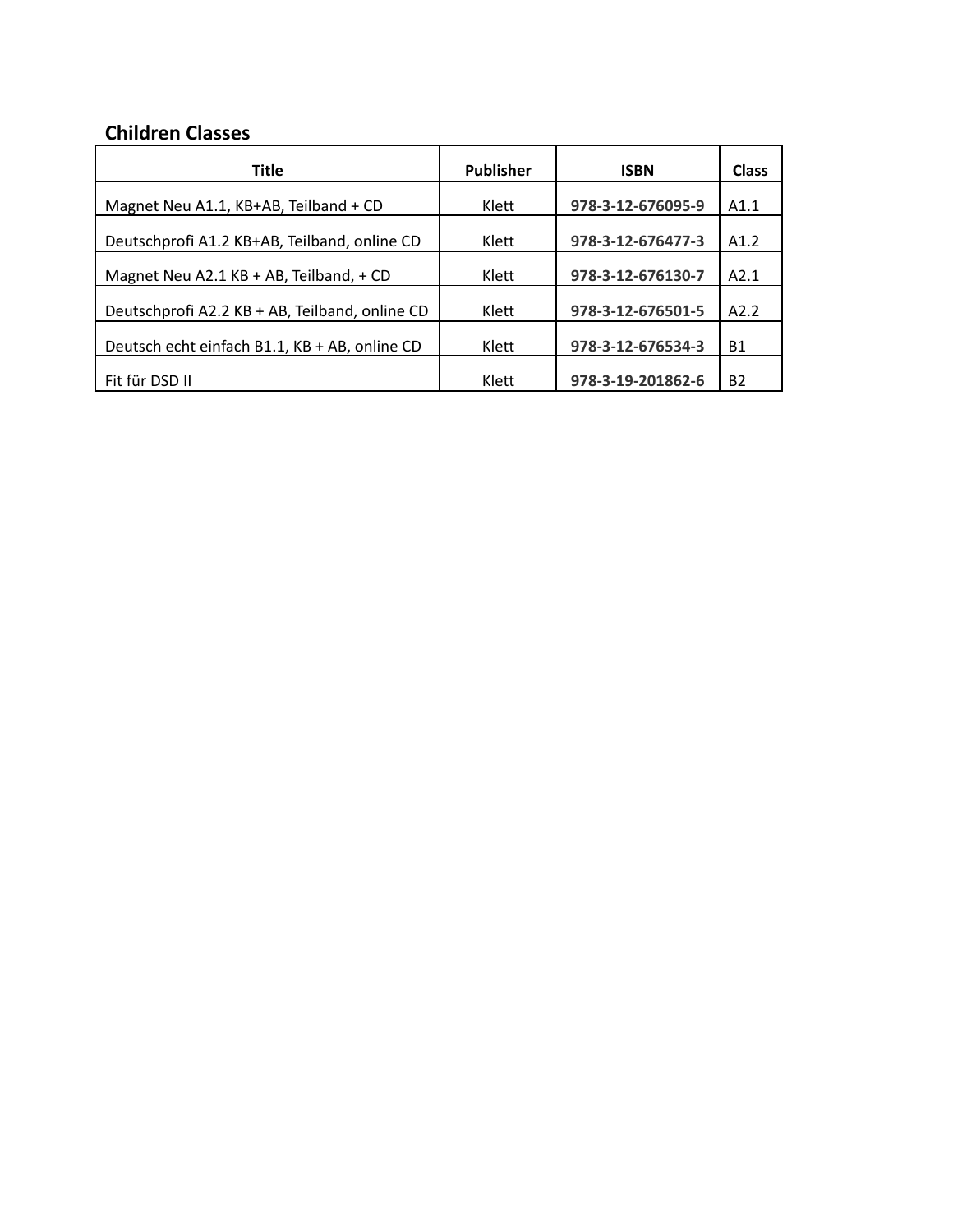## Children Classes

| Title | Publisher | ISBN | Class |
|---|---|---|---|
| Magnet Neu A1.1, KB+AB, Teilband + CD | Klett | **978-3-12-676095-9** | A1.1 |
| Deutschprofi A1.2 KB+AB, Teilband, online CD | Klett | **978-3-12-676477-3** | A1.2 |
| Magnet Neu A2.1 KB + AB, Teilband, + CD | Klett | **978-3-12-676130-7** | A2.1 |
| Deutschprofi A2.2 KB + AB, Teilband, online CD | Klett | **978-3-12-676501-5** | A2.2 |
| Deutsch echt einfach B1.1, KB + AB, online CD | Klett | **978-3-12-676534-3** | B1 |
| Fit für DSD II | Klett | **978-3-19-201862-6** | B2 |